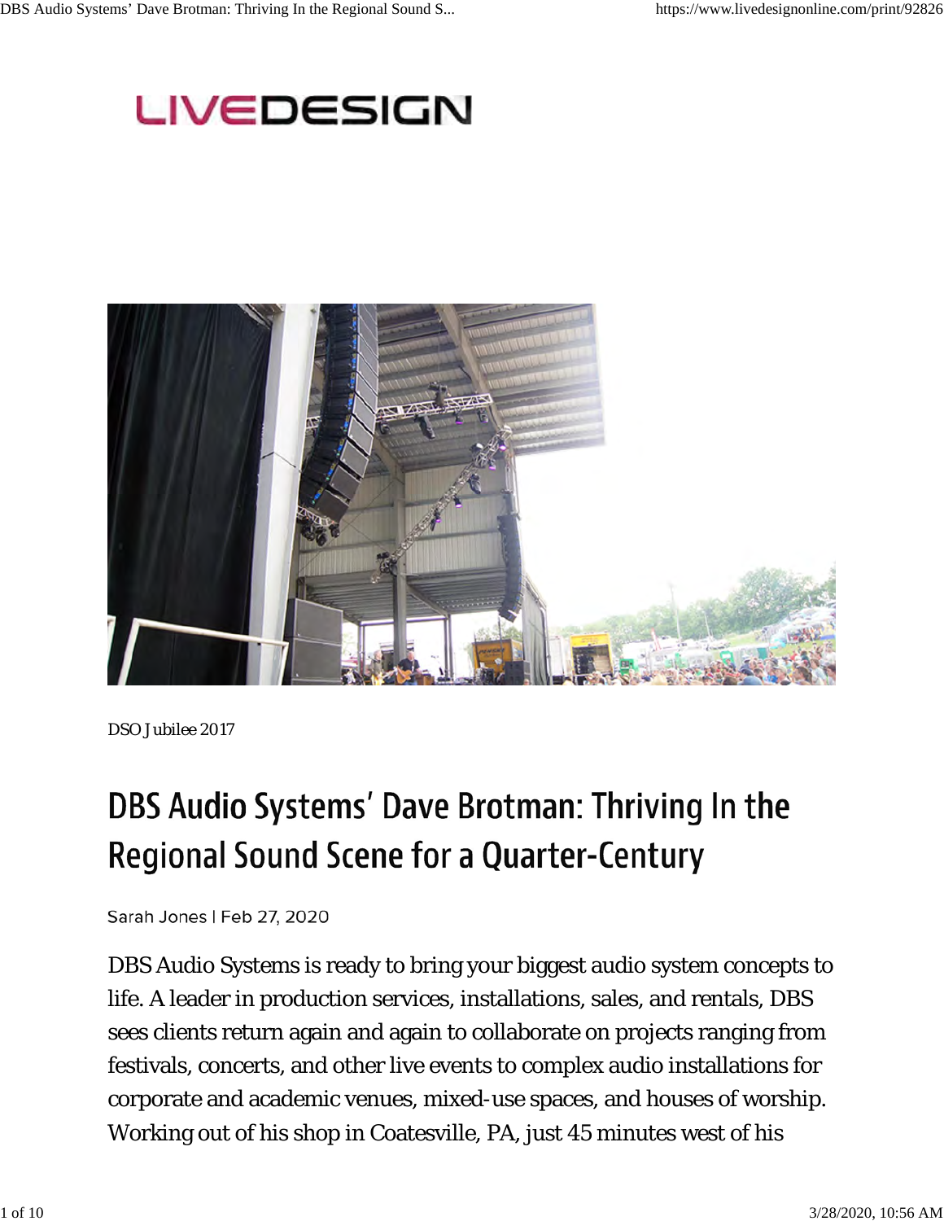LIVEDESIGN

DSO Jubilee 2017

# DBS Audio Systems' Dave Brotman: Thriving In the Regional Sound Scene for a Quarter-Century

Sarah Jones | Feb 27, 2020

DBS Audio Systems is ready to bring your biggest audio system concepts to life. A leader in production services, installations, sales, and rentals, DBS sees clients return again and again to collaborate on projects ranging from festivals, concerts, and other live events to complex audio installations for corporate and academic venues, mixed-use spaces, and houses of worship. Working out of his shop in Coatesville, PA, just 45 minutes west of his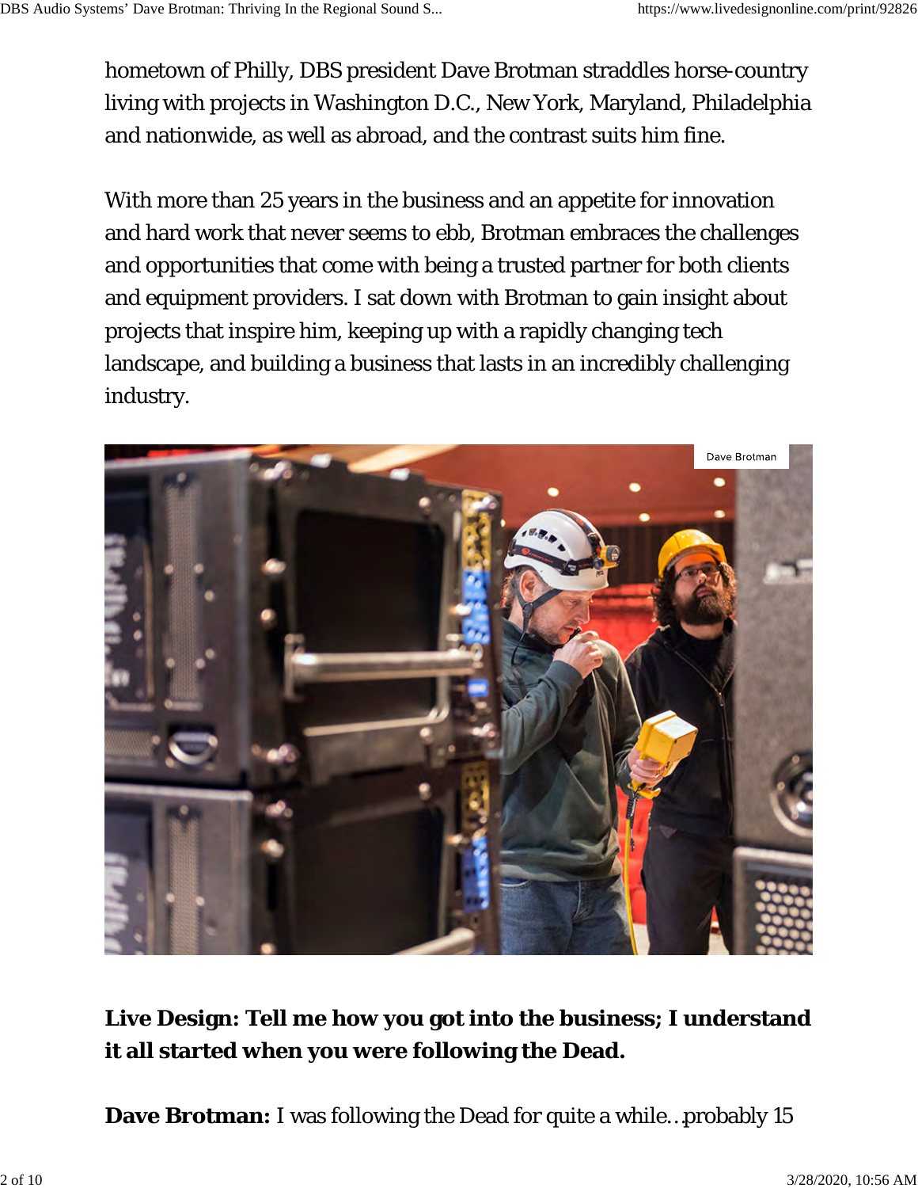hometown of Philly, DBS president Dave Brotman straddles horse-country living with projects in Washington D.C., New York, Maryland, Philadelphia and nationwide, as well as abroad, and the contrast suits him fine.

With more than 25 years in the business and an appetite for innovation and hard work that never seems to ebb, Brotman embraces the challenges and opportunities that come with being a trusted partner for both clients and equipment providers. I sat down with Brotman to gain insight about projects that inspire him, keeping up with a rapidly changing tech landscape, and building a business that lasts in an incredibly challenging industry.

Dave Brotman

**Live Design: Tell me how you got into the business; I understand it all started when you were following the Dead.**

**Dave Brotman:** I was following the Dead for quite a while…probably 15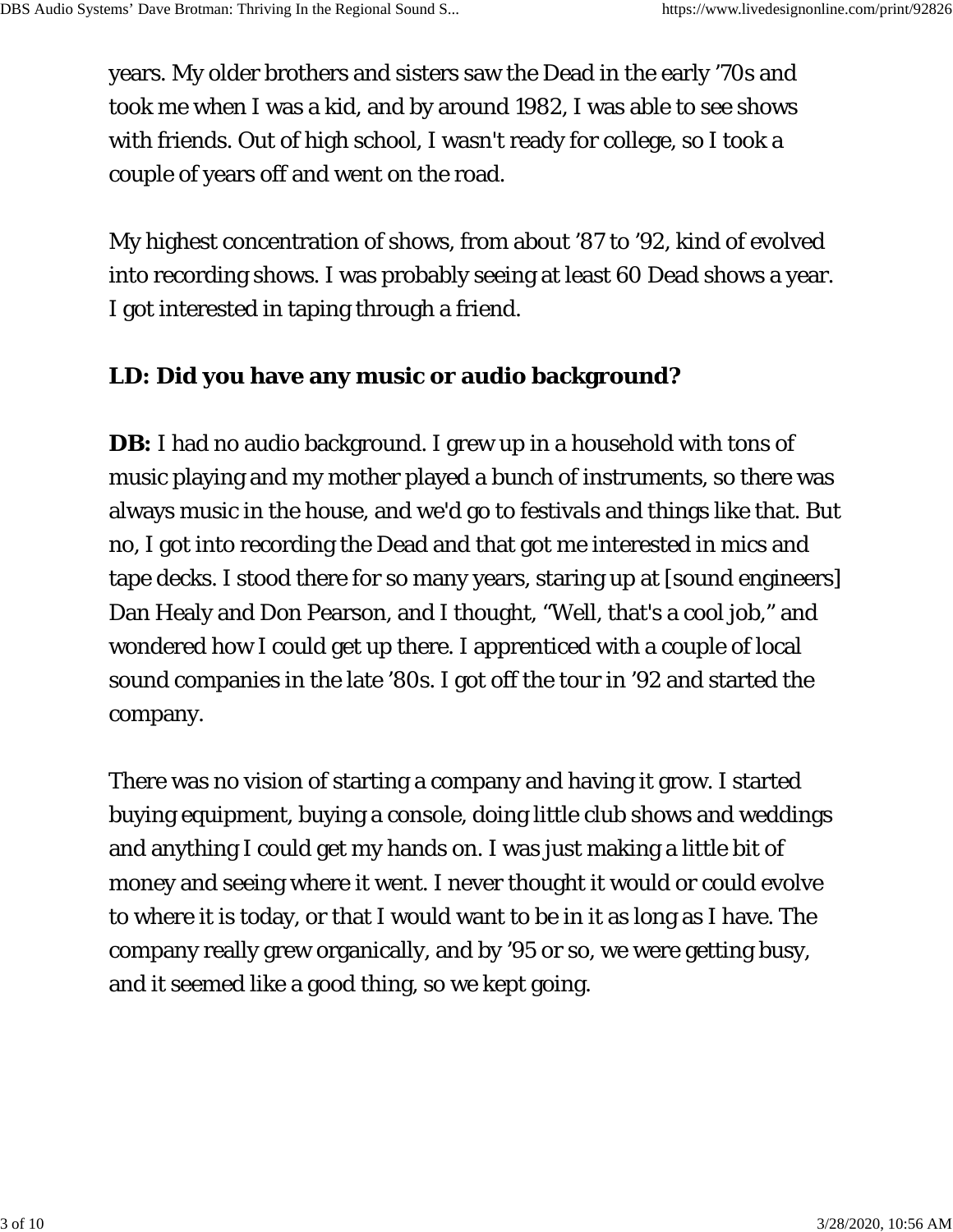years. My older brothers and sisters saw the Dead in the early ’70s and took me when I was a kid, and by around 1982, I was able to see shows with friends. Out of high school, I wasn't ready for college, so I took a couple of years off and went on the road.

My highest concentration of shows, from about ’87 to ’92, kind of evolved into recording shows. I was probably seeing at least 60 Dead shows a year. I got interested in taping through a friend.

**LD: Did you have any music or audio background?**

**DB:** I had no audio background. I grew up in a household with tons of music playing and my mother played a bunch of instruments, so there was always music in the house, and we'd go to festivals and things like that. But no, I got into recording the Dead and that got me interested in mics and tape decks. I stood there for so many years, staring up at [sound engineers] Dan Healy and Don Pearson, and I thought, “Well, that's a cool job,” and wondered how I could get up there. I apprenticed with a couple of local sound companies in the late ’80s. I got off the tour in ’92 and started the company.

There was no vision of starting a company and having it grow. I started buying equipment, buying a console, doing little club shows and weddings and anything I could get my hands on. I was just making a little bit of money and seeing where it went. I never thought it would or could evolve to where it is today, or that I would want to be in it as long as I have. The company really grew organically, and by ’95 or so, we were getting busy, and it seemed like a good thing, so we kept going.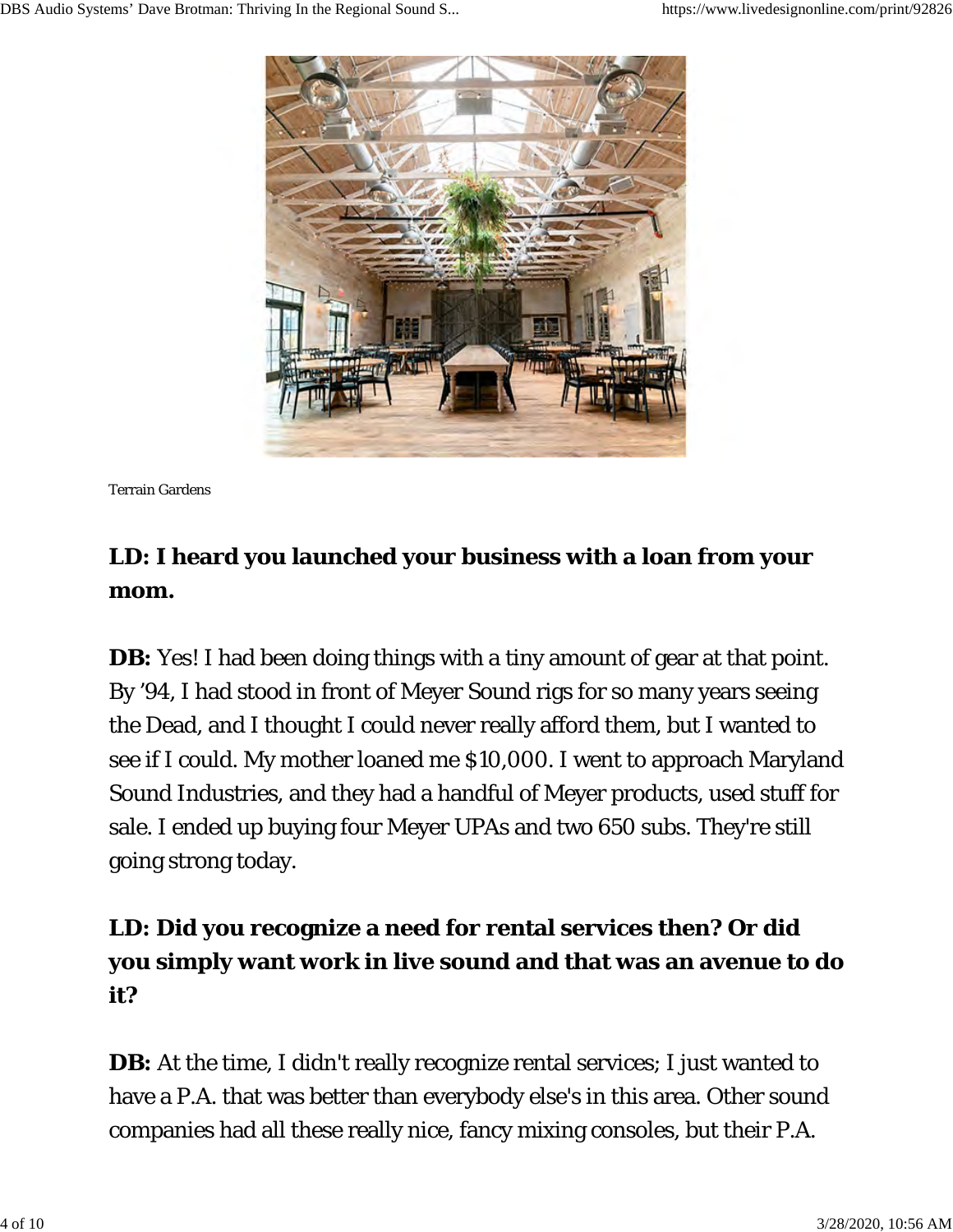Terrain Gardens

**LD: I heard you launched your business with a loan from your mom.**

**DB:** Yes! I had been doing things with a tiny amount of gear at that point. By ’94, I had stood in front of Meyer Sound rigs for so many years seeing the Dead, and I thought I could never really afford them, but I wanted to see if I could. My mother loaned me $10,000. I went to approach Maryland Sound Industries, and they had a handful of Meyer products, used stuff for sale. I ended up buying four Meyer UPAs and two 650 subs. They're still going strong today.

**LD: Did you recognize a need for rental services then? Or did you simply want work in live sound and that was an avenue to do it?**

**DB:** At the time, I didn't really recognize rental services; I just wanted to have a P.A. that was better than everybody else's in this area. Other sound companies had all these really nice, fancy mixing consoles, but their P.A.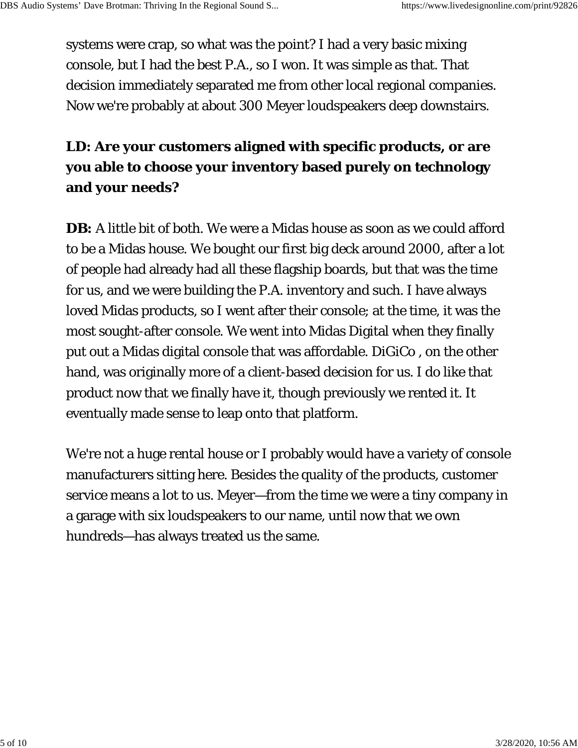systems were crap, so what was the point? I had a very basic mixing console, but I had the best P.A., so I won. It was simple as that. That decision immediately separated me from other local regional companies. Now we're probably at about 300 Meyer loudspeakers deep downstairs.

**LD: Are your customers aligned with specific products, or are you able to choose your inventory based purely on technology and your needs?**

**DB:** A little bit of both. We were a Midas house as soon as we could afford to be a Midas house. We bought our first big deck around 2000, after a lot of people had already had all these flagship boards, but that was the time for us, and we were building the P.A. inventory and such. I have always loved Midas products, so I went after their console; at the time, it was the most sought-after console. We went into Midas Digital when they finally put out a Midas digital console that was affordable. DiGiCo , on the other hand, was originally more of a client-based decision for us. I do like that product now that we finally have it, though previously we rented it. It eventually made sense to leap onto that platform.

We're not a huge rental house or I probably would have a variety of console manufacturers sitting here. Besides the quality of the products, customer service means a lot to us. Meyer—from the time we were a tiny company in a garage with six loudspeakers to our name, until now that we own hundreds—has always treated us the same.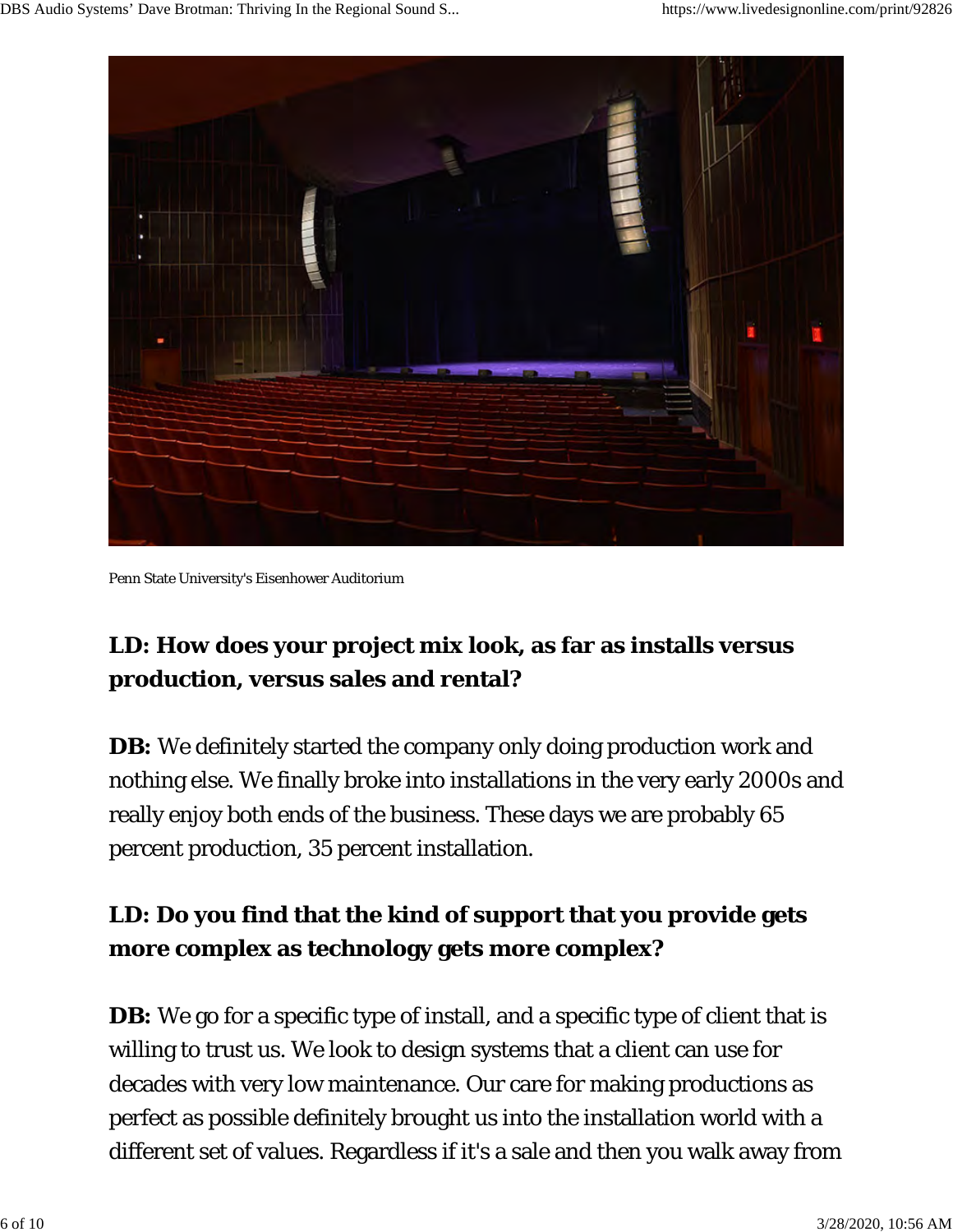Penn State University's Eisenhower Auditorium

**LD: How does your project mix look, as far as installs versus production, versus sales and rental?**

**DB:** We definitely started the company only doing production work and nothing else. We finally broke into installations in the very early 2000s and really enjoy both ends of the business. These days we are probably 65 percent production, 35 percent installation.

**LD: Do you find that the kind of support that you provide gets more complex as technology gets more complex?**

**DB:** We go for a specific type of install, and a specific type of client that is willing to trust us. We look to design systems that a client can use for decades with very low maintenance. Our care for making productions as perfect as possible definitely brought us into the installation world with a different set of values. Regardless if it's a sale and then you walk away from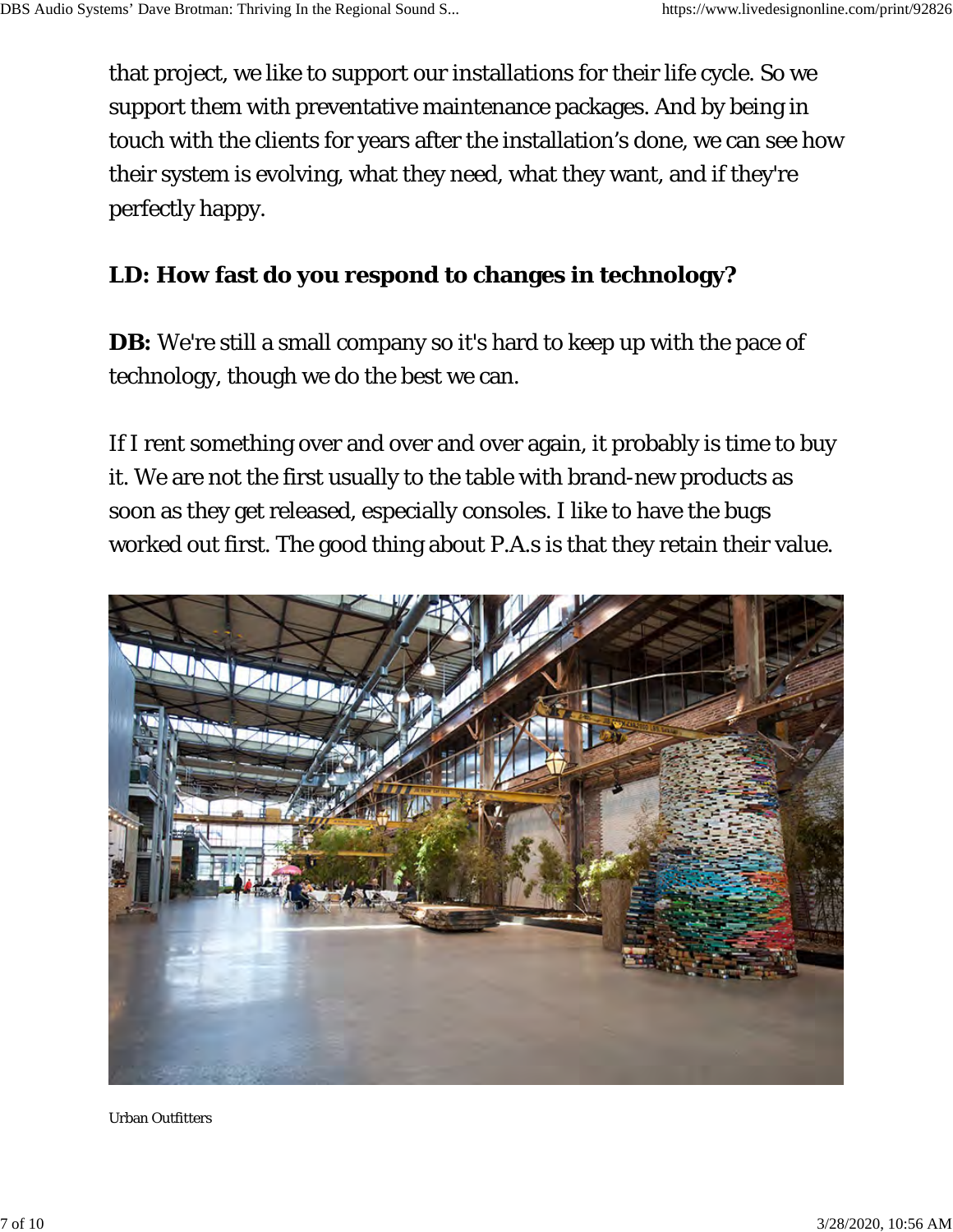that project, we like to support our installations for their life cycle. So we support them with preventative maintenance packages. And by being in touch with the clients for years after the installation's done, we can see how their system is evolving, what they need, what they want, and if they're perfectly happy.

**LD: How fast do you respond to changes in technology?**

**DB:** We're still a small company so it's hard to keep up with the pace of technology, though we do the best we can.

If I rent something over and over and over again, it probably is time to buy it. We are not the first usually to the table with brand-new products as soon as they get released, especially consoles. I like to have the bugs worked out first. The good thing about P.A.s is that they retain their value.

Urban Outfitters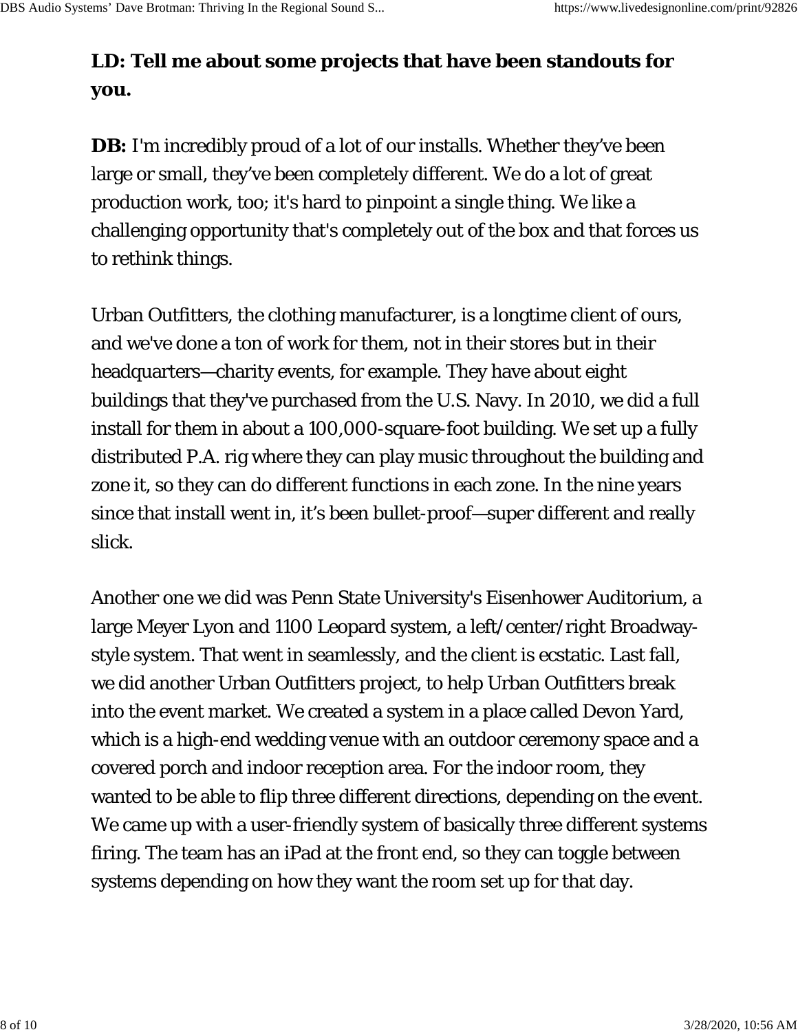**LD: Tell me about some projects that have been standouts for you.**

**DB:** I'm incredibly proud of a lot of our installs. Whether they've been large or small, they've been completely different. We do a lot of great production work, too; it's hard to pinpoint a single thing. We like a challenging opportunity that's completely out of the box and that forces us to rethink things.

Urban Outfitters, the clothing manufacturer, is a longtime client of ours, and we've done a ton of work for them, not in their stores but in their headquarters—charity events, for example. They have about eight buildings that they've purchased from the U.S. Navy. In 2010, we did a full install for them in about a 100,000-square-foot building. We set up a fully distributed P.A. rig where they can play music throughout the building and zone it, so they can do different functions in each zone. In the nine years since that install went in, it's been bullet-proof—super different and really slick.

Another one we did was Penn State University's Eisenhower Auditorium, a large Meyer Lyon and 1100 Leopard system, a left/center/right Broadway-style system. That went in seamlessly, and the client is ecstatic. Last fall, we did another Urban Outfitters project, to help Urban Outfitters break into the event market. We created a system in a place called Devon Yard, which is a high-end wedding venue with an outdoor ceremony space and a covered porch and indoor reception area. For the indoor room, they wanted to be able to flip three different directions, depending on the event. We came up with a user-friendly system of basically three different systems firing. The team has an iPad at the front end, so they can toggle between systems depending on how they want the room set up for that day.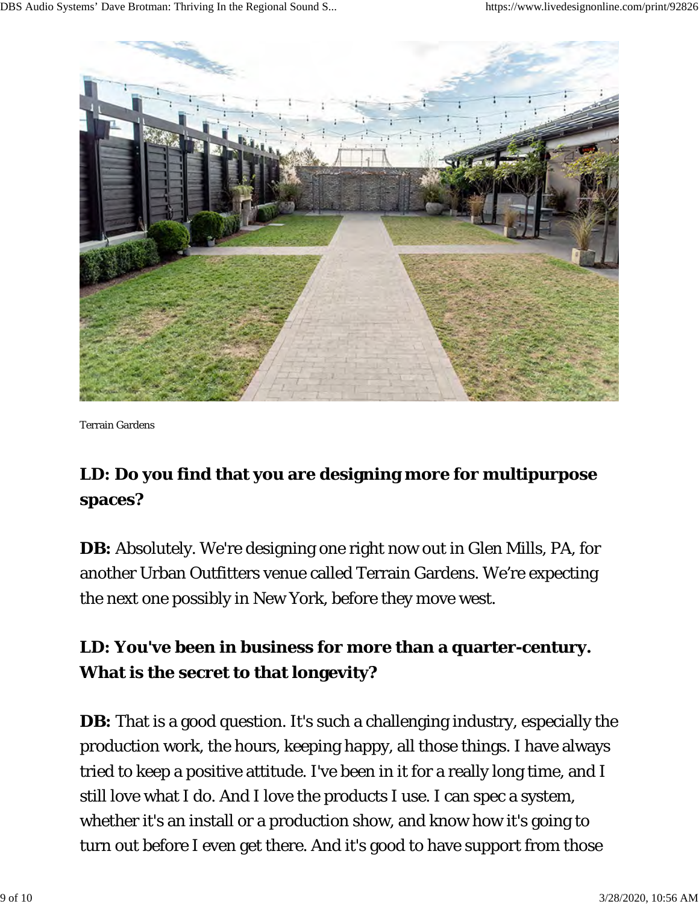Terrain Gardens

**LD: Do you find that you are designing more for multipurpose spaces?**

**DB:** Absolutely. We're designing one right now out in Glen Mills, PA, for another Urban Outfitters venue called Terrain Gardens. We're expecting the next one possibly in New York, before they move west.

**LD: You've been in business for more than a quarter-century. What is the secret to that longevity?**

**DB:** That is a good question. It's such a challenging industry, especially the production work, the hours, keeping happy, all those things. I have always tried to keep a positive attitude. I've been in it for a really long time, and I still love what I do. And I love the products I use. I can spec a system, whether it's an install or a production show, and know how it's going to turn out before I even get there. And it's good to have support from those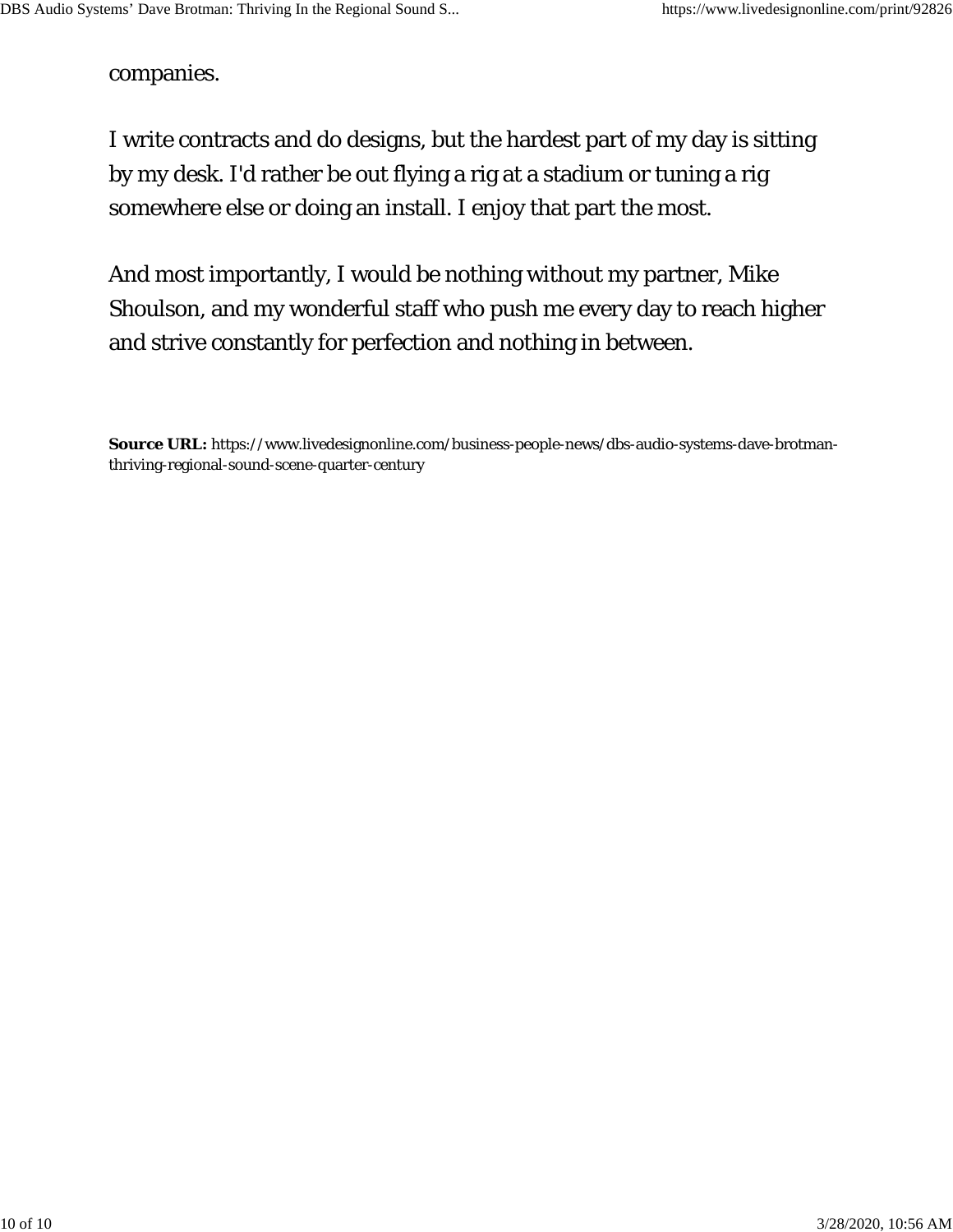companies.

I write contracts and do designs, but the hardest part of my day is sitting by my desk. I'd rather be out flying a rig at a stadium or tuning a rig somewhere else or doing an install. I enjoy that part the most.

And most importantly, I would be nothing without my partner, Mike Shoulson, and my wonderful staff who push me every day to reach higher and strive constantly for perfection and nothing in between.

**Source URL:** https://www.livedesignonline.com/business-people-news/dbs-audio-systems-dave-brotman-thriving-regional-sound-scene-quarter-century